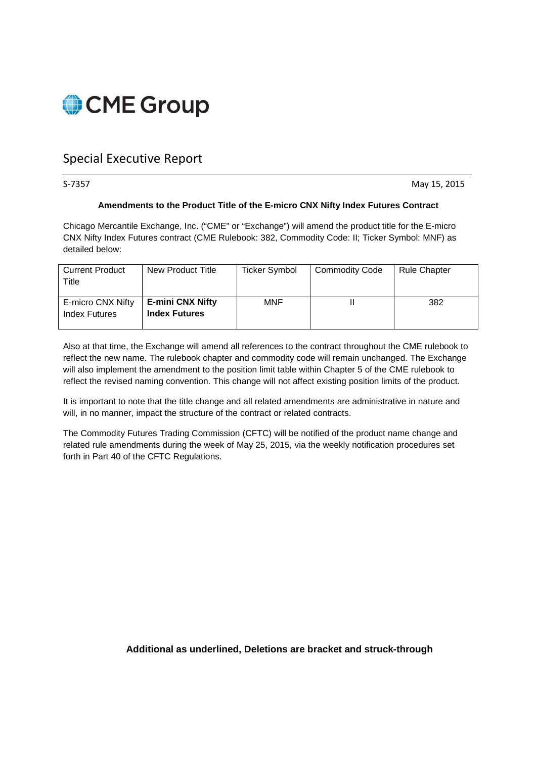CME Group

# Special Executive Report

S-7357 May 15, 2015

**Amendments to the Product Title of the E-micro CNX Nifty Index Futures Contract**

Chicago Mercantile Exchange, Inc. ("CME" or "Exchange") will amend the product title for the E-micro CNX Nifty Index Futures contract (CME Rulebook: 382, Commodity Code: II; Ticker Symbol: MNF) as detailed below:

| Current Product Title | New Product Title | Ticker Symbol | Commodity Code | Rule Chapter |
|---|---|---|---|---|
| E-micro CNX Nifty Index Futures | **E-mini CNX Nifty Index Futures** | MNF | II | 382 |

Also at that time, the Exchange will amend all references to the contract throughout the CME rulebook to reflect the new name. The rulebook chapter and commodity code will remain unchanged. The Exchange will also implement the amendment to the position limit table within Chapter 5 of the CME rulebook to reflect the revised naming convention. This change will not affect existing position limits of the product.

It is important to note that the title change and all related amendments are administrative in nature and will, in no manner, impact the structure of the contract or related contracts.

The Commodity Futures Trading Commission (CFTC) will be notified of the product name change and related rule amendments during the week of May 25, 2015, via the weekly notification procedures set forth in Part 40 of the CFTC Regulations.

**Additional as underlined, Deletions are bracket and struck-through**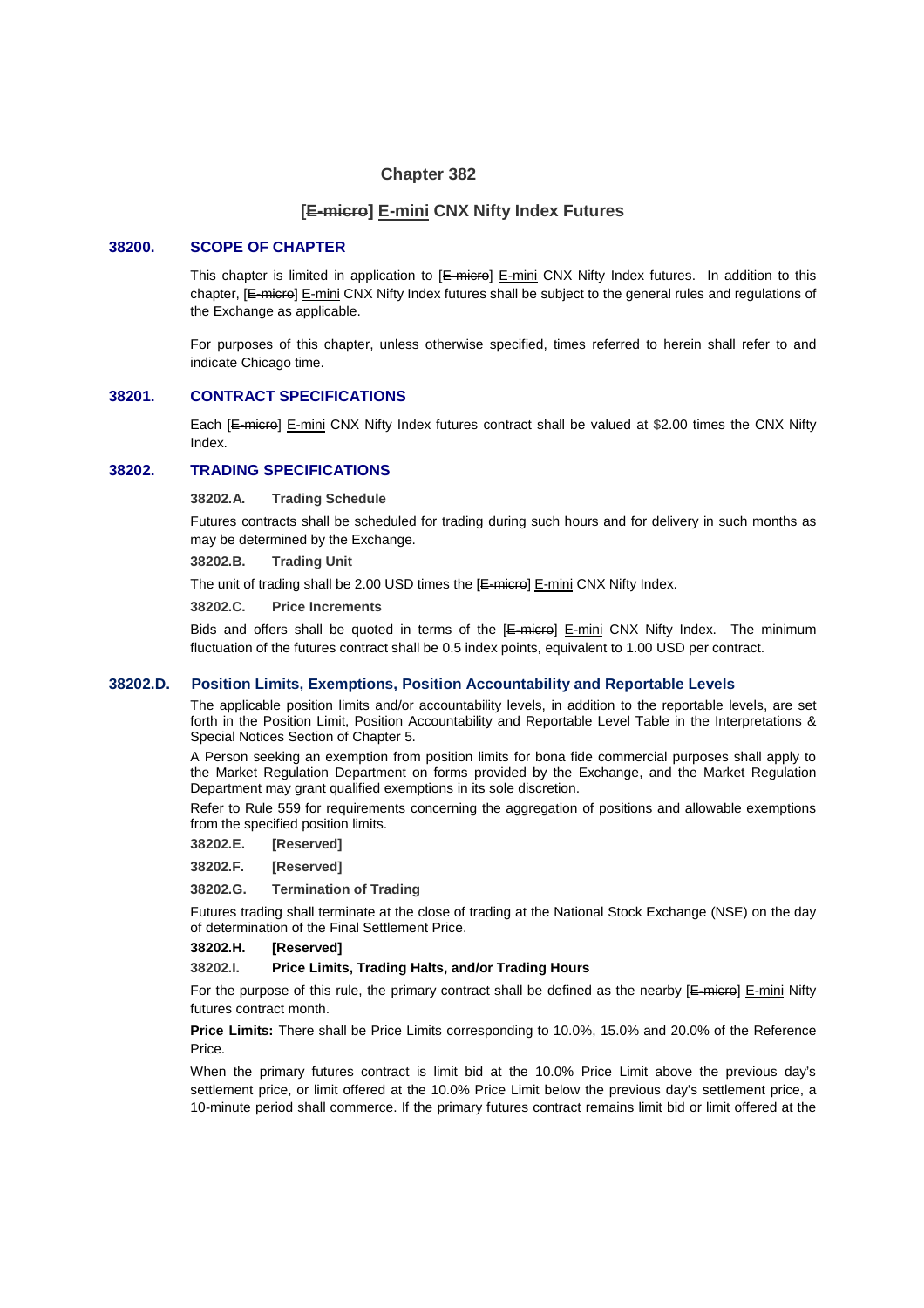# Chapter 382

## [~~E-micro~~] <u>E-mini</u> CNX Nifty Index Futures

### 38200. SCOPE OF CHAPTER

This chapter is limited in application to [~~E-micro~~] <u>E-mini</u> CNX Nifty Index futures. In addition to this chapter, [~~E-micro~~] <u>E-mini</u> CNX Nifty Index futures shall be subject to the general rules and regulations of the Exchange as applicable.

For purposes of this chapter, unless otherwise specified, times referred to herein shall refer to and indicate Chicago time.

### 38201. CONTRACT SPECIFICATIONS

Each [~~E-micro~~] <u>E-mini</u> CNX Nifty Index futures contract shall be valued at $2.00 times the CNX Nifty Index.

### 38202. TRADING SPECIFICATIONS

**38202.A. Trading Schedule**

Futures contracts shall be scheduled for trading during such hours and for delivery in such months as may be determined by the Exchange.

**38202.B. Trading Unit**

The unit of trading shall be 2.00 USD times the [~~E-micro~~] <u>E-mini</u> CNX Nifty Index.

**38202.C. Price Increments**

Bids and offers shall be quoted in terms of the [~~E-micro~~] <u>E-mini</u> CNX Nifty Index. The minimum fluctuation of the futures contract shall be 0.5 index points, equivalent to 1.00 USD per contract.

### 38202.D. Position Limits, Exemptions, Position Accountability and Reportable Levels

The applicable position limits and/or accountability levels, in addition to the reportable levels, are set forth in the Position Limit, Position Accountability and Reportable Level Table in the Interpretations & Special Notices Section of Chapter 5.

A Person seeking an exemption from position limits for bona fide commercial purposes shall apply to the Market Regulation Department on forms provided by the Exchange, and the Market Regulation Department may grant qualified exemptions in its sole discretion.

Refer to Rule 559 for requirements concerning the aggregation of positions and allowable exemptions from the specified position limits.

**38202.E. [Reserved]**

**38202.F. [Reserved]**

**38202.G. Termination of Trading**

Futures trading shall terminate at the close of trading at the National Stock Exchange (NSE) on the day of determination of the Final Settlement Price.

**38202.H. [Reserved]**

**38202.I. Price Limits, Trading Halts, and/or Trading Hours**

For the purpose of this rule, the primary contract shall be defined as the nearby [~~E-micro~~] <u>E-mini</u> Nifty futures contract month.

**Price Limits:** There shall be Price Limits corresponding to 10.0%, 15.0% and 20.0% of the Reference Price.

When the primary futures contract is limit bid at the 10.0% Price Limit above the previous day's settlement price, or limit offered at the 10.0% Price Limit below the previous day's settlement price, a 10-minute period shall commence. If the primary futures contract remains limit bid or limit offered at the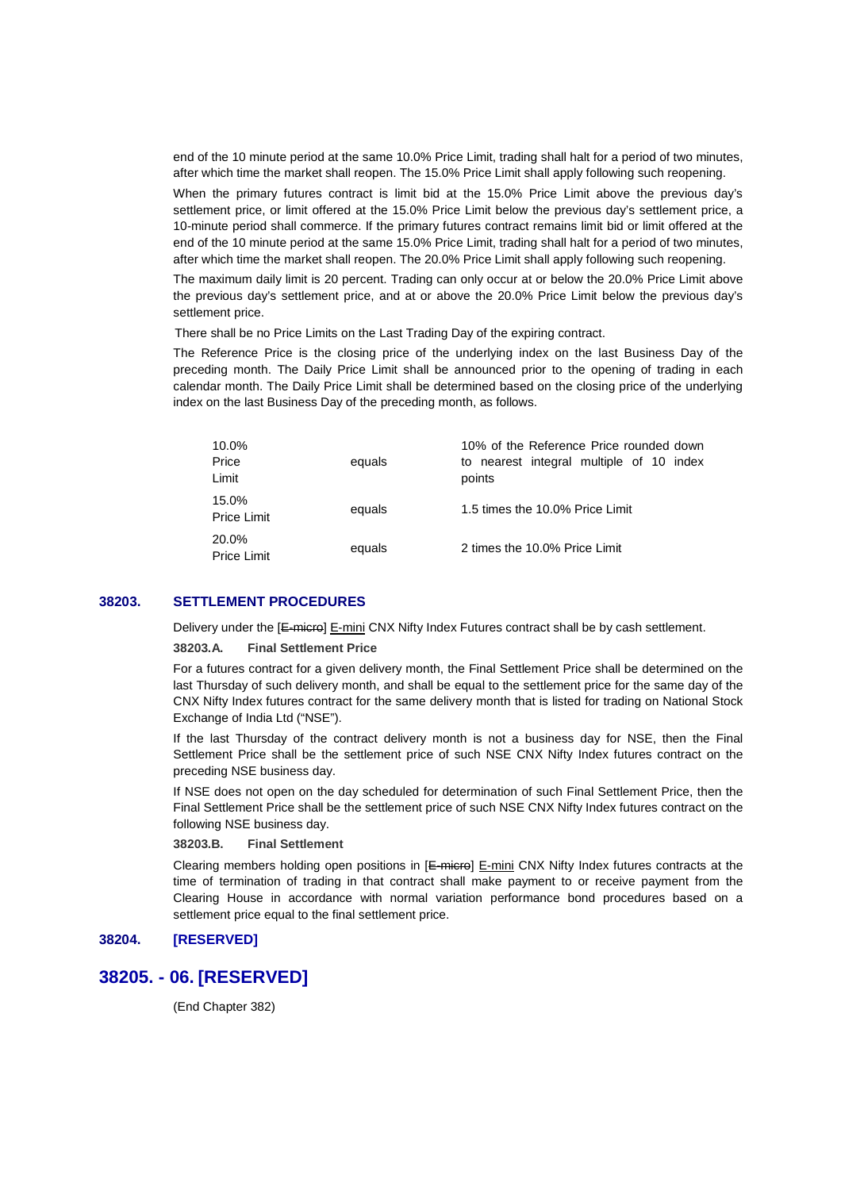end of the 10 minute period at the same 10.0% Price Limit, trading shall halt for a period of two minutes, after which time the market shall reopen. The 15.0% Price Limit shall apply following such reopening.

When the primary futures contract is limit bid at the 15.0% Price Limit above the previous day's settlement price, or limit offered at the 15.0% Price Limit below the previous day's settlement price, a 10-minute period shall commerce. If the primary futures contract remains limit bid or limit offered at the end of the 10 minute period at the same 15.0% Price Limit, trading shall halt for a period of two minutes, after which time the market shall reopen. The 20.0% Price Limit shall apply following such reopening.

The maximum daily limit is 20 percent. Trading can only occur at or below the 20.0% Price Limit above the previous day's settlement price, and at or above the 20.0% Price Limit below the previous day's settlement price.

There shall be no Price Limits on the Last Trading Day of the expiring contract.

The Reference Price is the closing price of the underlying index on the last Business Day of the preceding month. The Daily Price Limit shall be announced prior to the opening of trading in each calendar month. The Daily Price Limit shall be determined based on the closing price of the underlying index on the last Business Day of the preceding month, as follows.

| | | |
|---|---|---|
| 10.0% Price Limit | equals | 10% of the Reference Price rounded down to nearest integral multiple of 10 index points |
| 15.0% Price Limit | equals | 1.5 times the 10.0% Price Limit |
| 20.0% Price Limit | equals | 2 times the 10.0% Price Limit |

## 38203. SETTLEMENT PROCEDURES

Delivery under the [~~E-micro~~] E-mini CNX Nifty Index Futures contract shall be by cash settlement.

**38203.A. Final Settlement Price**

For a futures contract for a given delivery month, the Final Settlement Price shall be determined on the last Thursday of such delivery month, and shall be equal to the settlement price for the same day of the CNX Nifty Index futures contract for the same delivery month that is listed for trading on National Stock Exchange of India Ltd ("NSE").

If the last Thursday of the contract delivery month is not a business day for NSE, then the Final Settlement Price shall be the settlement price of such NSE CNX Nifty Index futures contract on the preceding NSE business day.

If NSE does not open on the day scheduled for determination of such Final Settlement Price, then the Final Settlement Price shall be the settlement price of such NSE CNX Nifty Index futures contract on the following NSE business day.

**38203.B. Final Settlement**

Clearing members holding open positions in [~~E-micro~~] E-mini CNX Nifty Index futures contracts at the time of termination of trading in that contract shall make payment to or receive payment from the Clearing House in accordance with normal variation performance bond procedures based on a settlement price equal to the final settlement price.

## 38204. [RESERVED]

# 38205. - 06. [RESERVED]

(End Chapter 382)